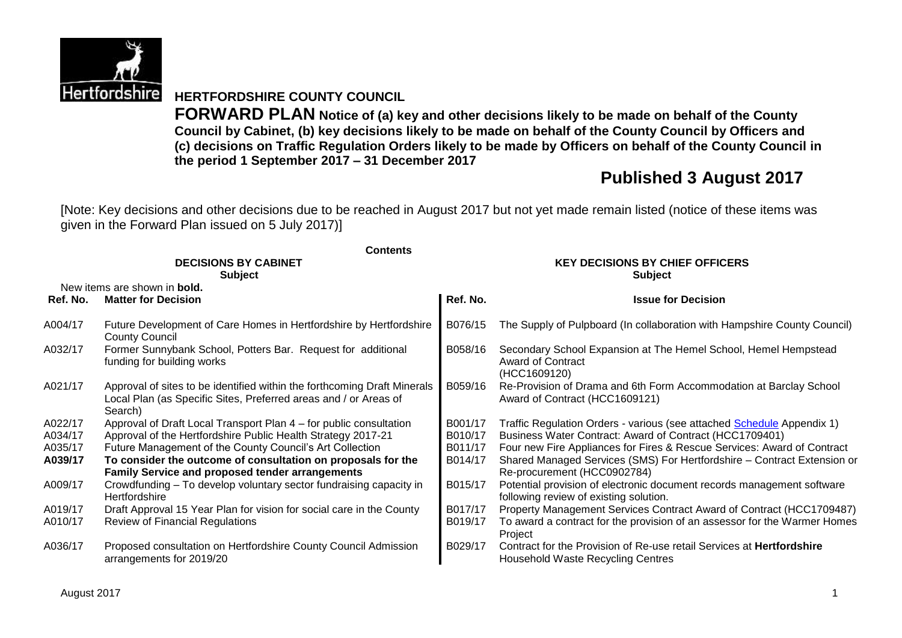# HERTFORDSHIRE COUNTY COUNCIL

**FORWARD PLAN Notice of (a) key and other decisions likely to be made on behalf of the County Council by Cabinet, (b) key decisions likely to be made on behalf of the County Council by Officers and (c) decisions on Traffic Regulation Orders likely to be made by Officers on behalf of the County Council in the period 1 September 2017 – 31 December 2017**

## Published 3 August 2017

[Note: Key decisions and other decisions due to be reached in August 2017 but not yet made remain listed (notice of these items was given in the Forward Plan issued on 5 July 2017)]

**Contents**

New items are shown in **bold.**

| DECISIONS BY CABINET<br>Subject | | KEY DECISIONS BY CHIEF OFFICERS<br>Subject | |
|---|---|---|---|
| **Ref. No.** | **Matter for Decision** | **Ref. No.** | **Issue for Decision** |
| A004/17 | Future Development of Care Homes in Hertfordshire by Hertfordshire County Council | B076/15 | The Supply of Pulpboard (In collaboration with Hampshire County Council) |
| A032/17 | Former Sunnybank School, Potters Bar. Request for additional funding for building works | B058/16 | Secondary School Expansion at The Hemel School, Hemel Hempstead Award of Contract (HCC1609120) |
| A021/17 | Approval of sites to be identified within the forthcoming Draft Minerals Local Plan (as Specific Sites, Preferred areas and / or Areas of Search) | B059/16 | Re-Provision of Drama and 6th Form Accommodation at Barclay School Award of Contract (HCC1609121) |
| A022/17 | Approval of Draft Local Transport Plan 4 – for public consultation | B001/17 | Traffic Regulation Orders - various (see attached Schedule Appendix 1) |
| A034/17 | Approval of the Hertfordshire Public Health Strategy 2017-21 | B010/17 | Business Water Contract: Award of Contract (HCC1709401) |
| A035/17 | Future Management of the County Council's Art Collection | B011/17 | Four new Fire Appliances for Fires & Rescue Services: Award of Contract |
| **A039/17** | **To consider the outcome of consultation on proposals for the Family Service and proposed tender arrangements** | B014/17 | Shared Managed Services (SMS) For Hertfordshire – Contract Extension or Re-procurement (HCC0902784) |
| A009/17 | Crowdfunding – To develop voluntary sector fundraising capacity in Hertfordshire | B015/17 | Potential provision of electronic document records management software following review of existing solution. |
| A019/17 | Draft Approval 15 Year Plan for vision for social care in the County | B017/17 | Property Management Services Contract Award of Contract (HCC1709487) |
| A010/17 | Review of Financial Regulations | B019/17 | To award a contract for the provision of an assessor for the Warmer Homes Project |
| A036/17 | Proposed consultation on Hertfordshire County Council Admission arrangements for 2019/20 | B029/17 | Contract for the Provision of Re-use retail Services at **Hertfordshire** Household Waste Recycling Centres |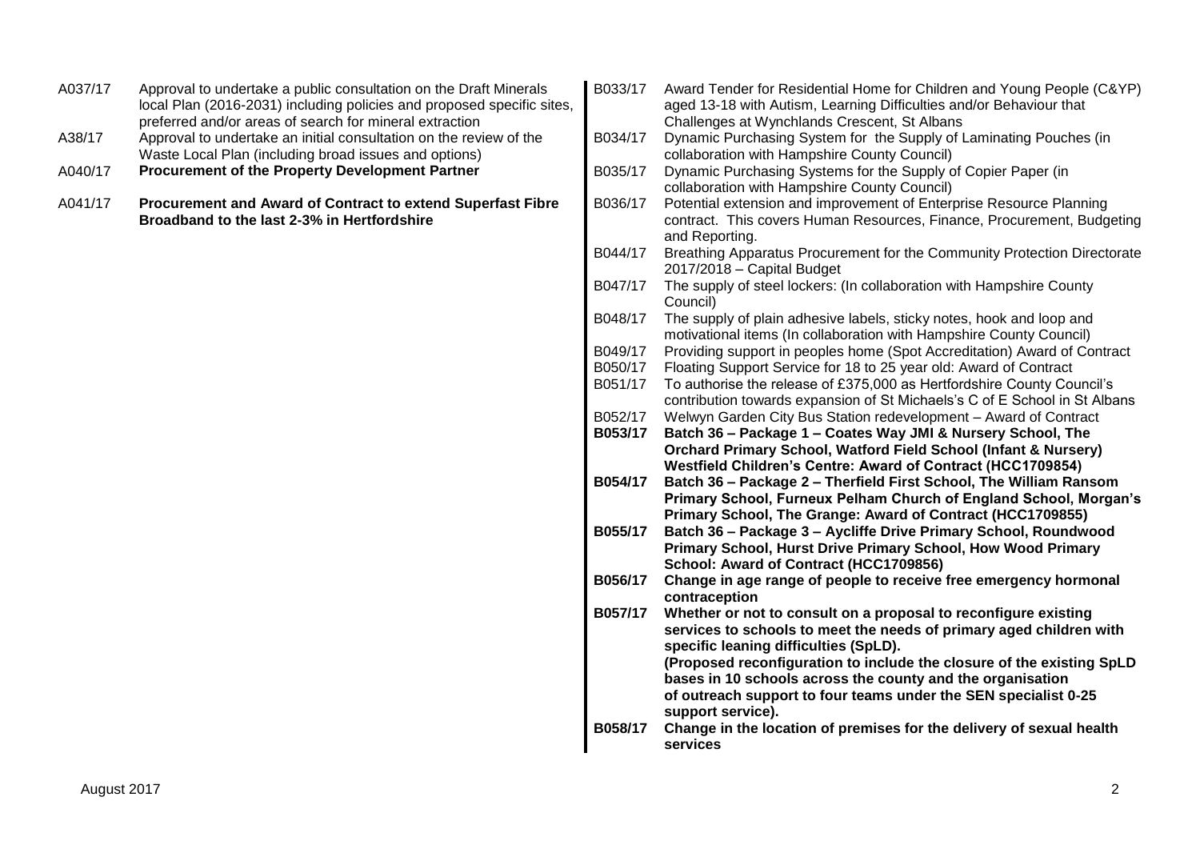A037/17 Approval to undertake a public consultation on the Draft Minerals local Plan (2016-2031) including policies and proposed specific sites, preferred and/or areas of search for mineral extraction

A38/17 Approval to undertake an initial consultation on the review of the Waste Local Plan (including broad issues and options)

**A040/17 Procurement of the Property Development Partner**

**A041/17 Procurement and Award of Contract to extend Superfast Fibre Broadband to the last 2-3% in Hertfordshire**

B033/17 Award Tender for Residential Home for Children and Young People (C&YP) aged 13-18 with Autism, Learning Difficulties and/or Behaviour that Challenges at Wynchlands Crescent, St Albans

B034/17 Dynamic Purchasing System for the Supply of Laminating Pouches (in collaboration with Hampshire County Council)

B035/17 Dynamic Purchasing Systems for the Supply of Copier Paper (in collaboration with Hampshire County Council)

B036/17 Potential extension and improvement of Enterprise Resource Planning contract. This covers Human Resources, Finance, Procurement, Budgeting and Reporting.

B044/17 Breathing Apparatus Procurement for the Community Protection Directorate 2017/2018 – Capital Budget

B047/17 The supply of steel lockers: (In collaboration with Hampshire County Council)

B048/17 The supply of plain adhesive labels, sticky notes, hook and loop and motivational items (In collaboration with Hampshire County Council)

B049/17 Providing support in peoples home (Spot Accreditation) Award of Contract

B050/17 Floating Support Service for 18 to 25 year old: Award of Contract

B051/17 To authorise the release of £375,000 as Hertfordshire County Council's contribution towards expansion of St Michaels's C of E School in St Albans

B052/17 Welwyn Garden City Bus Station redevelopment – Award of Contract

**B053/17 Batch 36 – Package 1 – Coates Way JMI & Nursery School, The Orchard Primary School, Watford Field School (Infant & Nursery) Westfield Children's Centre: Award of Contract (HCC1709854)**

**B054/17 Batch 36 – Package 2 – Therfield First School, The William Ransom Primary School, Furneux Pelham Church of England School, Morgan's Primary School, The Grange: Award of Contract (HCC1709855)**

**B055/17 Batch 36 – Package 3 – Aycliffe Drive Primary School, Roundwood Primary School, Hurst Drive Primary School, How Wood Primary School: Award of Contract (HCC1709856)**

**B056/17 Change in age range of people to receive free emergency hormonal contraception**

**B057/17 Whether or not to consult on a proposal to reconfigure existing services to schools to meet the needs of primary aged children with specific leaning difficulties (SpLD).**
**(Proposed reconfiguration to include the closure of the existing SpLD bases in 10 schools across the county and the organisation of outreach support to four teams under the SEN specialist 0-25 support service).**

**B058/17 Change in the location of premises for the delivery of sexual health services**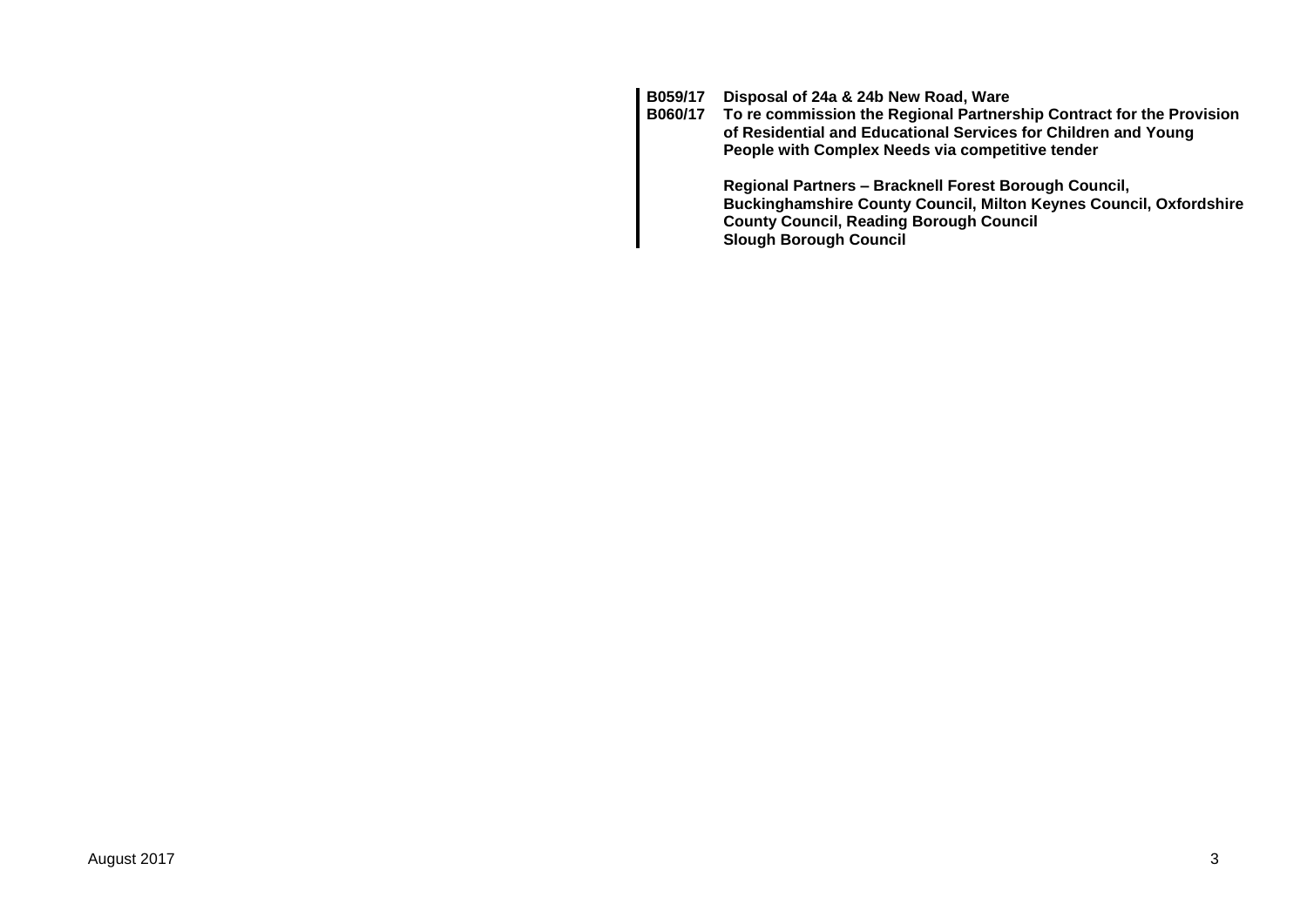**B059/17** **Disposal of 24a & 24b New Road, Ware**

**B060/17** **To re commission the Regional Partnership Contract for the Provision of Residential and Educational Services for Children and Young People with Complex Needs via competitive tender**

**Regional Partners – Bracknell Forest Borough Council, Buckinghamshire County Council, Milton Keynes Council, Oxfordshire County Council, Reading Borough Council Slough Borough Council**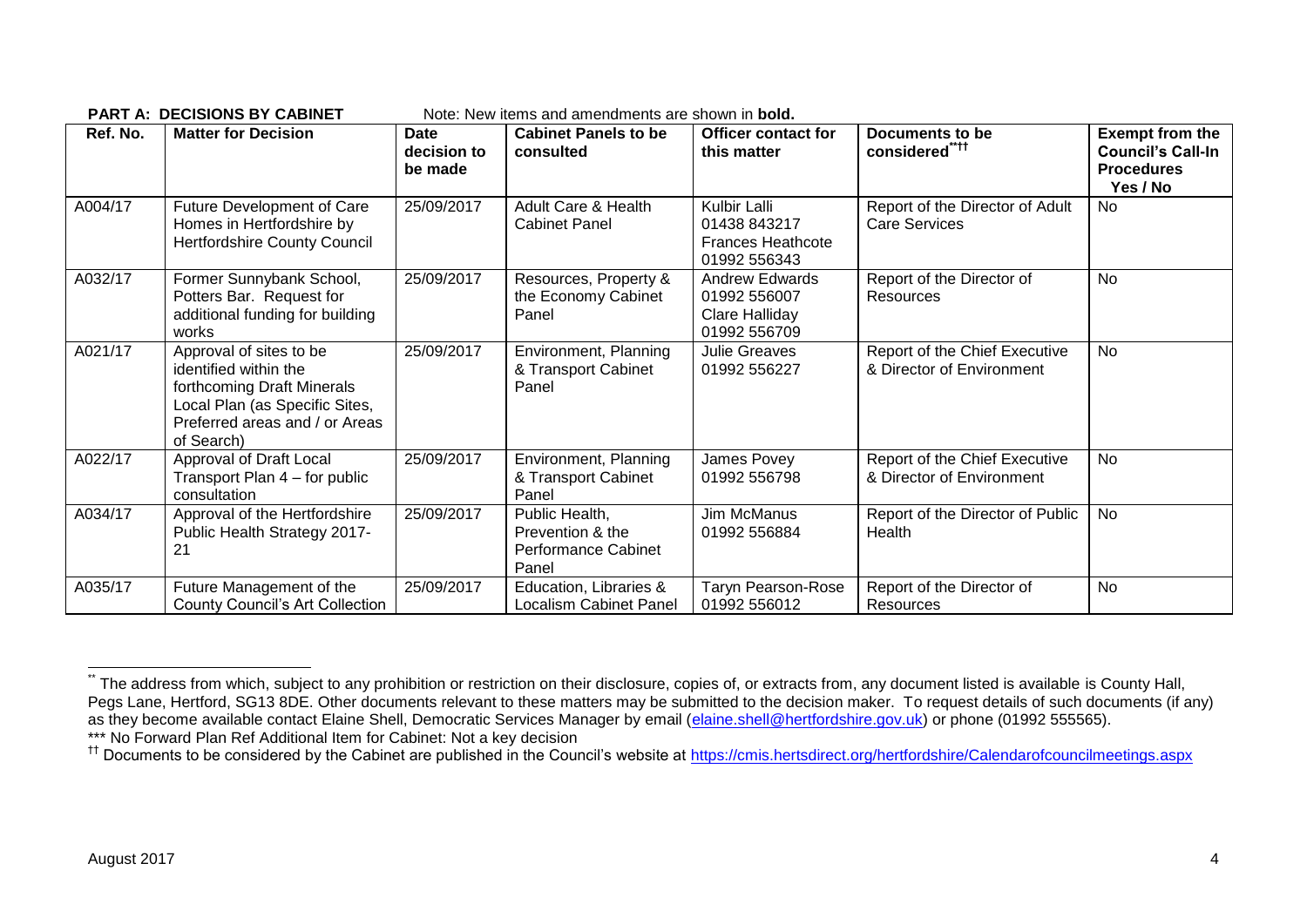**PART A: DECISIONS BY CABINET** Note: New items and amendments are shown in **bold.**

| Ref. No. | Matter for Decision | Date decision to be made | Cabinet Panels to be consulted | Officer contact for this matter | Documents to be considered[\*\*††] | Exempt from the Council's Call-In Procedures Yes / No |
|---|---|---|---|---|---|---|
| A004/17 | Future Development of Care Homes in Hertfordshire by Hertfordshire County Council | 25/09/2017 | Adult Care & Health Cabinet Panel | Kulbir Lalli 01438 843217 Frances Heathcote 01992 556343 | Report of the Director of Adult Care Services | No |
| A032/17 | Former Sunnybank School, Potters Bar. Request for additional funding for building works | 25/09/2017 | Resources, Property & the Economy Cabinet Panel | Andrew Edwards 01992 556007 Clare Halliday 01992 556709 | Report of the Director of Resources | No |
| A021/17 | Approval of sites to be identified within the forthcoming Draft Minerals Local Plan (as Specific Sites, Preferred areas and / or Areas of Search) | 25/09/2017 | Environment, Planning & Transport Cabinet Panel | Julie Greaves 01992 556227 | Report of the Chief Executive & Director of Environment | No |
| A022/17 | Approval of Draft Local Transport Plan 4 – for public consultation | 25/09/2017 | Environment, Planning & Transport Cabinet Panel | James Povey 01992 556798 | Report of the Chief Executive & Director of Environment | No |
| A034/17 | Approval of the Hertfordshire Public Health Strategy 2017-21 | 25/09/2017 | Public Health, Prevention & the Performance Cabinet Panel | Jim McManus 01992 556884 | Report of the Director of Public Health | No |
| A035/17 | Future Management of the County Council's Art Collection | 25/09/2017 | Education, Libraries & Localism Cabinet Panel | Taryn Pearson-Rose 01992 556012 | Report of the Director of Resources | No |

---

[\*\*] The address from which, subject to any prohibition or restriction on their disclosure, copies of, or extracts from, any document listed is available is County Hall, Pegs Lane, Hertford, SG13 8DE. Other documents relevant to these matters may be submitted to the decision maker. To request details of such documents (if any) as they become available contact Elaine Shell, Democratic Services Manager by email (elaine.shell@hertfordshire.gov.uk) or phone (01992 555565).

\*\*\* No Forward Plan Ref Additional Item for Cabinet: Not a key decision

[††] Documents to be considered by the Cabinet are published in the Council's website at https://cmis.hertsdirect.org/hertfordshire/Calendarofcouncilmeetings.aspx

August 2017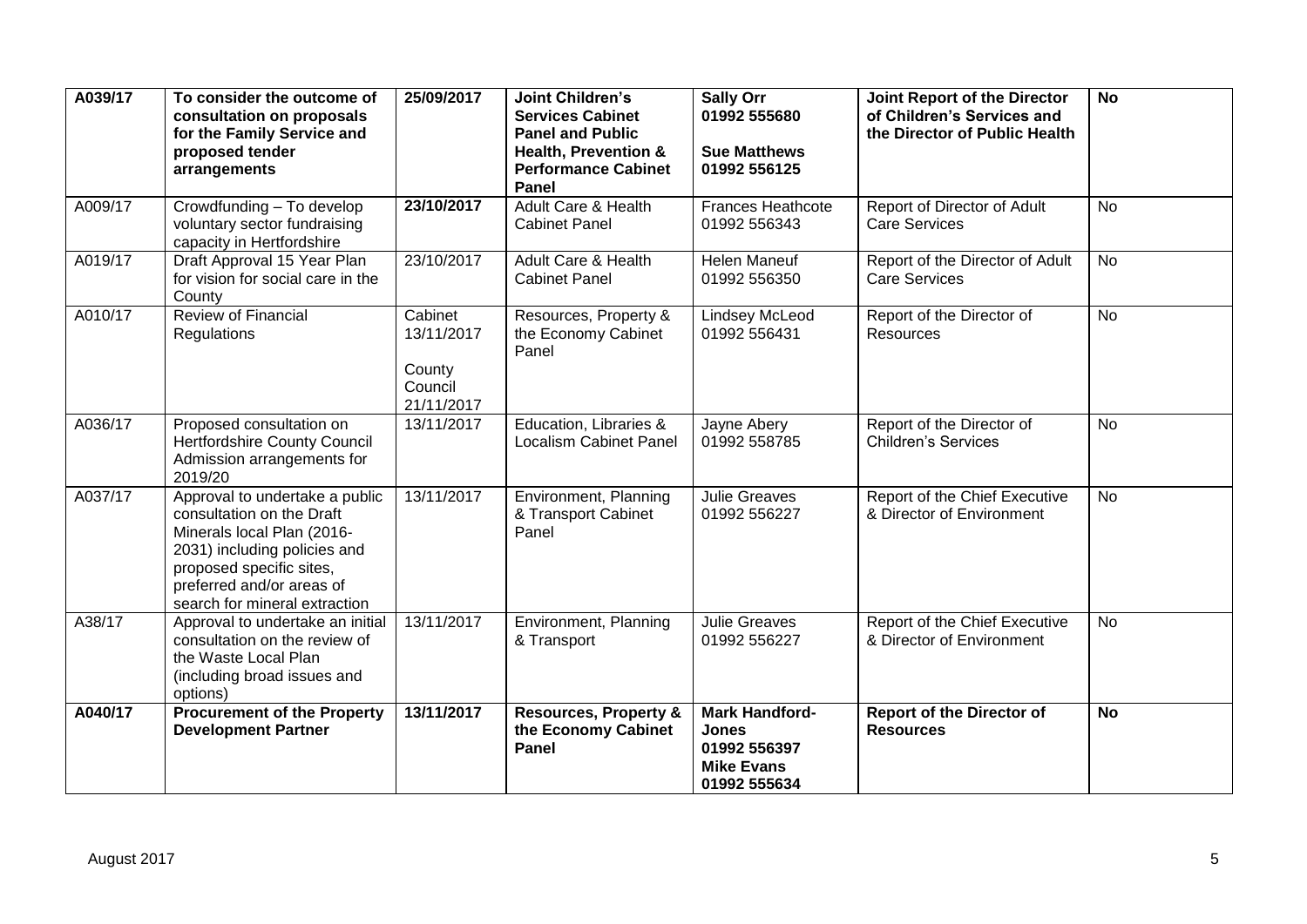| A039/17 | **To consider the outcome of consultation on proposals for the Family Service and proposed tender arrangements** | **25/09/2017** | **Joint Children's Services Cabinet Panel and Public Health, Prevention & Performance Cabinet Panel** | **Sally Orr 01992 555680** <br><br> **Sue Matthews 01992 556125** | **Joint Report of the Director of Children's Services and the Director of Public Health** | **No** |
|---|---|---|---|---|---|---|
| A009/17 | Crowdfunding – To develop voluntary sector fundraising capacity in Hertfordshire | **23/10/2017** | Adult Care & Health Cabinet Panel | Frances Heathcote 01992 556343 | Report of Director of Adult Care Services | No |
| A019/17 | Draft Approval 15 Year Plan for vision for social care in the County | 23/10/2017 | Adult Care & Health Cabinet Panel | Helen Maneuf 01992 556350 | Report of the Director of Adult Care Services | No |
| A010/17 | Review of Financial Regulations | Cabinet 13/11/2017 <br><br> County Council 21/11/2017 | Resources, Property & the Economy Cabinet Panel | Lindsey McLeod 01992 556431 | Report of the Director of Resources | No |
| A036/17 | Proposed consultation on Hertfordshire County Council Admission arrangements for 2019/20 | 13/11/2017 | Education, Libraries & Localism Cabinet Panel | Jayne Abery 01992 558785 | Report of the Director of Children's Services | No |
| A037/17 | Approval to undertake a public consultation on the Draft Minerals local Plan (2016-2031) including policies and proposed specific sites, preferred and/or areas of search for mineral extraction | 13/11/2017 | Environment, Planning & Transport Cabinet Panel | Julie Greaves 01992 556227 | Report of the Chief Executive & Director of Environment | No |
| A38/17 | Approval to undertake an initial consultation on the review of the Waste Local Plan (including broad issues and options) | 13/11/2017 | Environment, Planning & Transport | Julie Greaves 01992 556227 | Report of the Chief Executive & Director of Environment | No |
| **A040/17** | **Procurement of the Property Development Partner** | **13/11/2017** | **Resources, Property & the Economy Cabinet Panel** | **Mark Handford-Jones 01992 556397** <br> **Mike Evans 01992 555634** | **Report of the Director of Resources** | **No** |

August 2017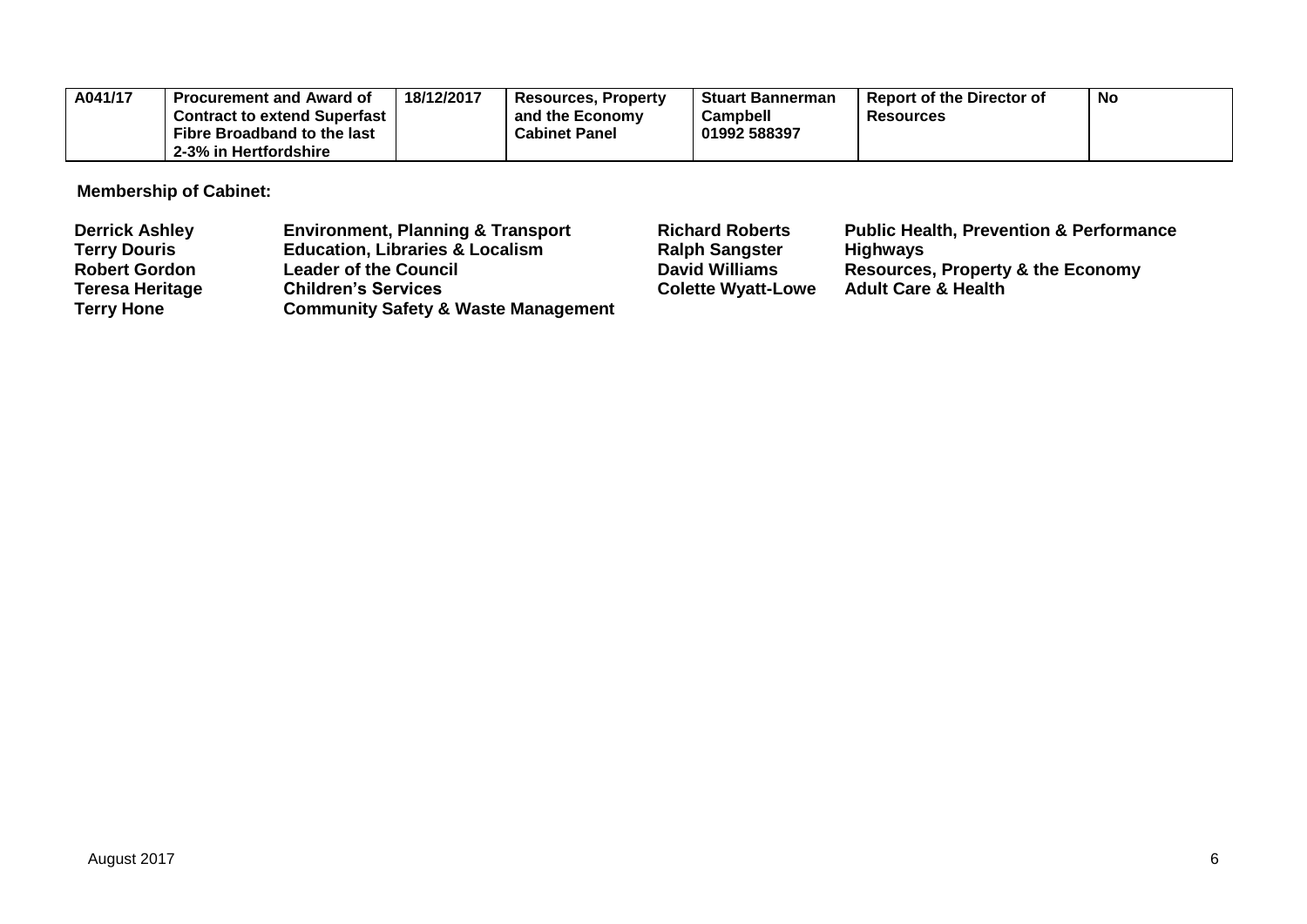| A041/17 | **Procurement and Award of Contract to extend Superfast Fibre Broadband to the last 2-3% in Hertfordshire** | **18/12/2017** | **Resources, Property and the Economy Cabinet Panel** | **Stuart Bannerman Campbell 01992 588397** | **Report of the Director of Resources** | **No** |
|---|---|---|---|---|---|---|

**Membership of Cabinet:**

| | | | |
|---|---|---|---|
| **Derrick Ashley** | **Environment, Planning & Transport** | **Richard Roberts** | **Public Health, Prevention & Performance** |
| **Terry Douris** | **Education, Libraries & Localism** | **Ralph Sangster** | **Highways** |
| **Robert Gordon** | **Leader of the Council** | **David Williams** | **Resources, Property & the Economy** |
| **Teresa Heritage** | **Children's Services** | **Colette Wyatt-Lowe** | **Adult Care & Health** |
| **Terry Hone** | **Community Safety & Waste Management** | | |

August 2017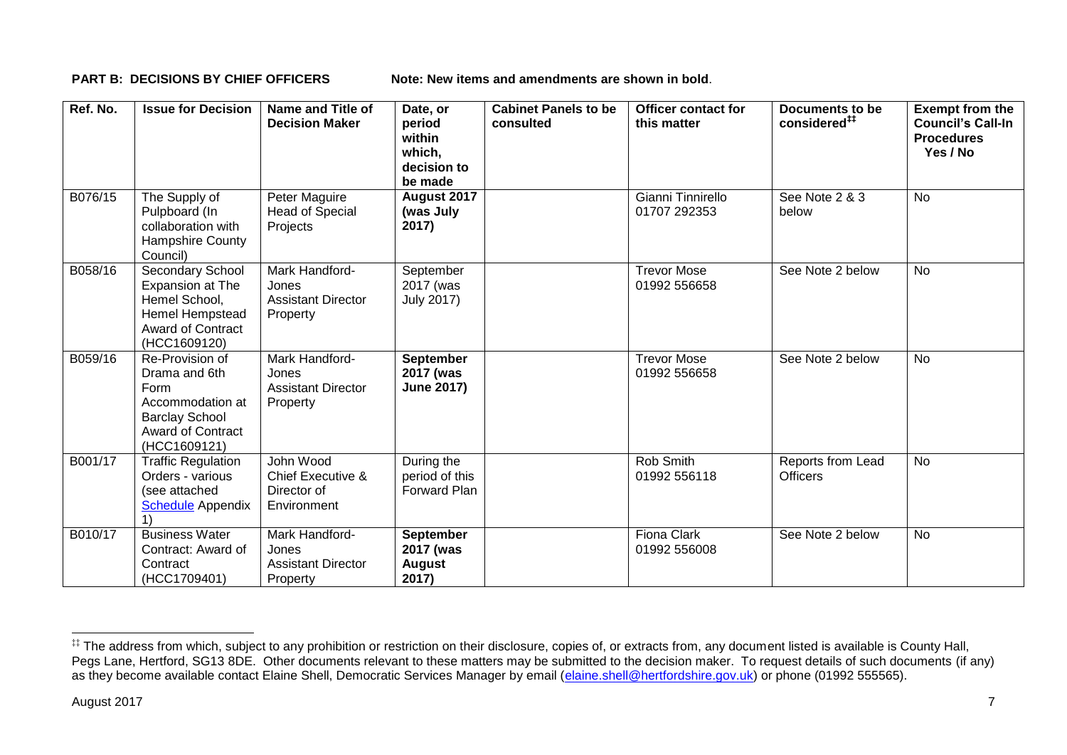**PART B: DECISIONS BY CHIEF OFFICERS** Note: New items and amendments are shown in **bold**.

| Ref. No. | Issue for Decision | Name and Title of Decision Maker | Date, or period within which, decision to be made | Cabinet Panels to be consulted | Officer contact for this matter | Documents to be considered[‡‡] | Exempt from the Council's Call-In Procedures Yes / No |
|---|---|---|---|---|---|---|---|
| B076/15 | The Supply of Pulpboard (In collaboration with Hampshire County Council) | Peter Maguire Head of Special Projects | **August 2017 (was July 2017)** | | Gianni Tinnirello 01707 292353 | See Note 2 & 3 below | No |
| B058/16 | Secondary School Expansion at The Hemel School, Hemel Hempstead Award of Contract (HCC1609120) | Mark Handford-Jones Assistant Director Property | September 2017 (was July 2017) | | Trevor Mose 01992 556658 | See Note 2 below | No |
| B059/16 | Re-Provision of Drama and 6th Form Accommodation at Barclay School Award of Contract (HCC1609121) | Mark Handford-Jones Assistant Director Property | **September 2017 (was June 2017)** | | Trevor Mose 01992 556658 | See Note 2 below | No |
| B001/17 | Traffic Regulation Orders - various (see attached Schedule Appendix 1) | John Wood Chief Executive & Director of Environment | During the period of this Forward Plan | | Rob Smith 01992 556118 | Reports from Lead Officers | No |
| B010/17 | Business Water Contract: Award of Contract (HCC1709401) | Mark Handford-Jones Assistant Director Property | **September 2017 (was August 2017)** | | Fiona Clark 01992 556008 | See Note 2 below | No |

[‡‡] The address from which, subject to any prohibition or restriction on their disclosure, copies of, or extracts from, any document listed is available is County Hall, Pegs Lane, Hertford, SG13 8DE. Other documents relevant to these matters may be submitted to the decision maker. To request details of such documents (if any) as they become available contact Elaine Shell, Democratic Services Manager by email (elaine.shell@hertfordshire.gov.uk) or phone (01992 555565).

August 2017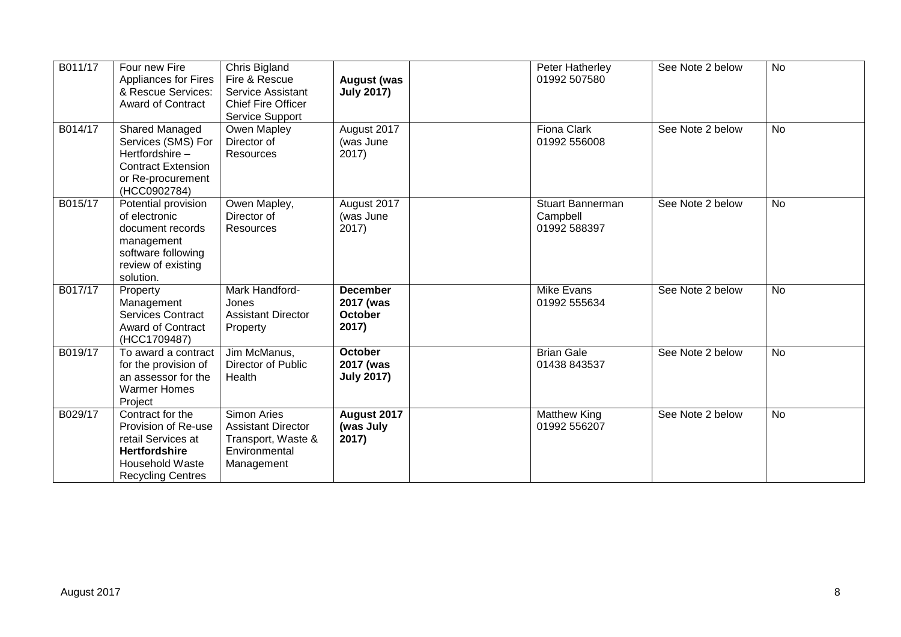| B011/17 | Four new Fire Appliances for Fires & Rescue Services: Award of Contract | Chris Bigland Fire & Rescue Service Assistant Chief Fire Officer Service Support | **August (was July 2017)** | | Peter Hatherley 01992 507580 | See Note 2 below | No |
|---|---|---|---|---|---|---|---|
| B014/17 | Shared Managed Services (SMS) For Hertfordshire – Contract Extension or Re-procurement (HCC0902784) | Owen Mapley Director of Resources | August 2017 (was June 2017) | | Fiona Clark 01992 556008 | See Note 2 below | No |
| B015/17 | Potential provision of electronic document records management software following review of existing solution. | Owen Mapley, Director of Resources | August 2017 (was June 2017) | | Stuart Bannerman Campbell 01992 588397 | See Note 2 below | No |
| B017/17 | Property Management Services Contract Award of Contract (HCC1709487) | Mark Handford-Jones Assistant Director Property | **December 2017 (was October 2017)** | | Mike Evans 01992 555634 | See Note 2 below | No |
| B019/17 | To award a contract for the provision of an assessor for the Warmer Homes Project | Jim McManus, Director of Public Health | **October 2017 (was July 2017)** | | Brian Gale 01438 843537 | See Note 2 below | No |
| B029/17 | Contract for the Provision of Re-use retail Services at **Hertfordshire** Household Waste Recycling Centres | Simon Aries Assistant Director Transport, Waste & Environmental Management | **August 2017 (was July 2017)** | | Matthew King 01992 556207 | See Note 2 below | No |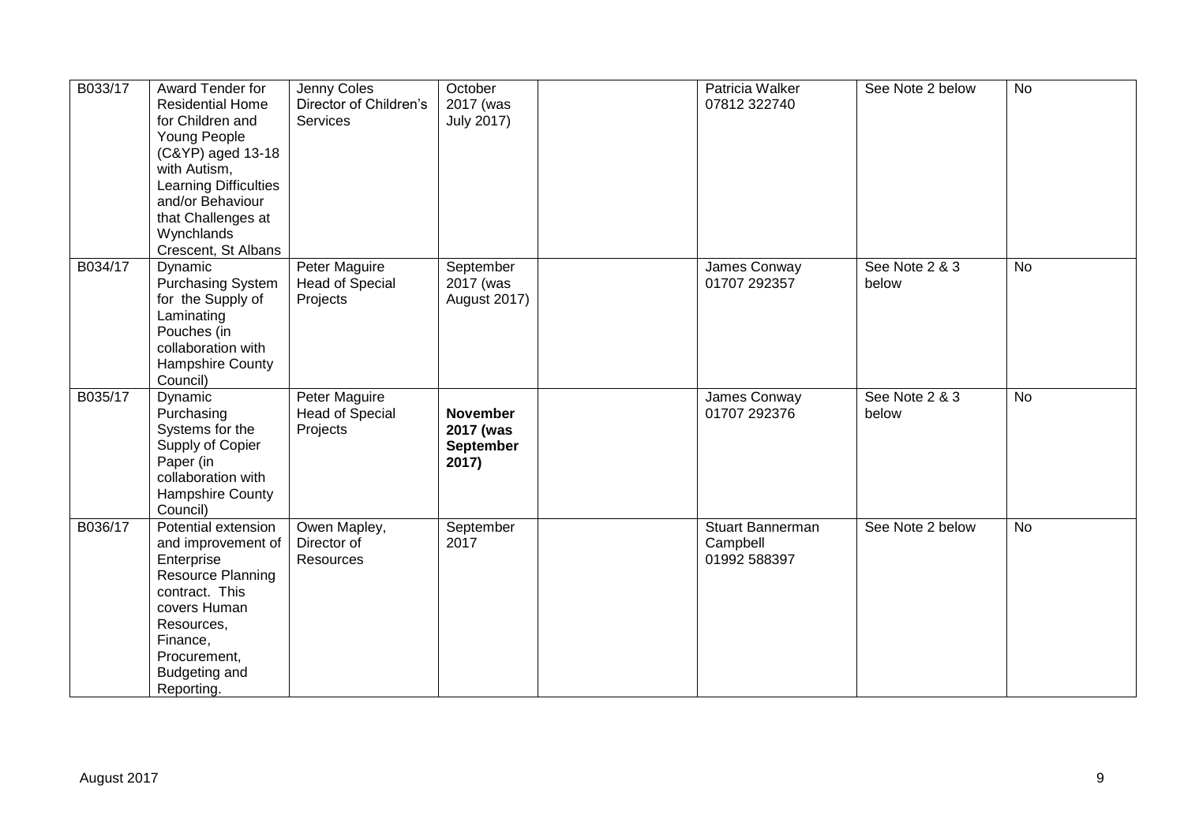| | | | | | | | |
|---|---|---|---|---|---|---|---|
| B033/17 | Award Tender for Residential Home for Children and Young People (C&YP) aged 13-18 with Autism, Learning Difficulties and/or Behaviour that Challenges at Wynchlands Crescent, St Albans | Jenny Coles Director of Children's Services | October 2017 (was July 2017) | | Patricia Walker 07812 322740 | See Note 2 below | No |
| B034/17 | Dynamic Purchasing System for the Supply of Laminating Pouches (in collaboration with Hampshire County Council) | Peter Maguire Head of Special Projects | September 2017 (was August 2017) | | James Conway 01707 292357 | See Note 2 & 3 below | No |
| B035/17 | Dynamic Purchasing Systems for the Supply of Copier Paper (in collaboration with Hampshire County Council) | Peter Maguire Head of Special Projects | **November 2017 (was September 2017)** | | James Conway 01707 292376 | See Note 2 & 3 below | No |
| B036/17 | Potential extension and improvement of Enterprise Resource Planning contract. This covers Human Resources, Finance, Procurement, Budgeting and Reporting. | Owen Mapley, Director of Resources | September 2017 | | Stuart Bannerman Campbell 01992 588397 | See Note 2 below | No |

August 2017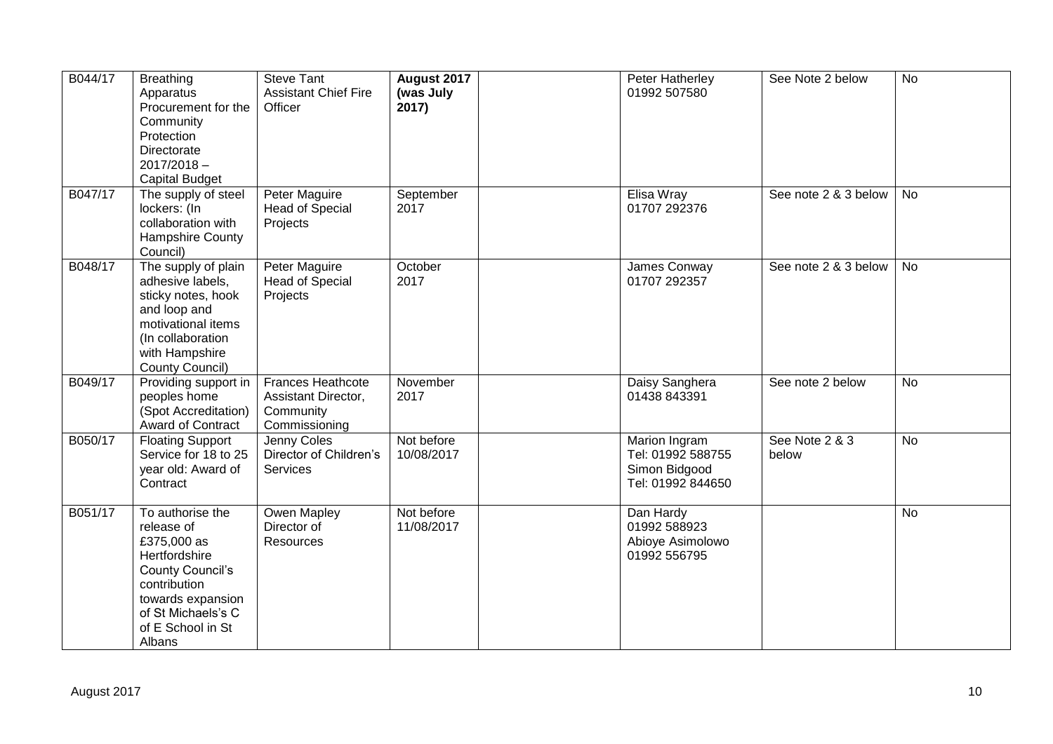| B044/17 | Breathing Apparatus Procurement for the Community Protection Directorate 2017/2018 – Capital Budget | Steve Tant Assistant Chief Fire Officer | **August 2017 (was July 2017)** | | Peter Hatherley 01992 507580 | See Note 2 below | No |
|---|---|---|---|---|---|---|---|
| B047/17 | The supply of steel lockers: (In collaboration with Hampshire County Council) | Peter Maguire Head of Special Projects | September 2017 | | Elisa Wray 01707 292376 | See note 2 & 3 below | No |
| B048/17 | The supply of plain adhesive labels, sticky notes, hook and loop and motivational items (In collaboration with Hampshire County Council) | Peter Maguire Head of Special Projects | October 2017 | | James Conway 01707 292357 | See note 2 & 3 below | No |
| B049/17 | Providing support in peoples home (Spot Accreditation) Award of Contract | Frances Heathcote Assistant Director, Community Commissioning | November 2017 | | Daisy Sanghera 01438 843391 | See note 2 below | No |
| B050/17 | Floating Support Service for 18 to 25 year old: Award of Contract | Jenny Coles Director of Children's Services | Not before 10/08/2017 | | Marion Ingram Tel: 01992 588755 Simon Bidgood Tel: 01992 844650 | See Note 2 & 3 below | No |
| B051/17 | To authorise the release of £375,000 as Hertfordshire County Council's contribution towards expansion of St Michaels's C of E School in St Albans | Owen Mapley Director of Resources | Not before 11/08/2017 | | Dan Hardy 01992 588923 Abioye Asimolowo 01992 556795 | | No |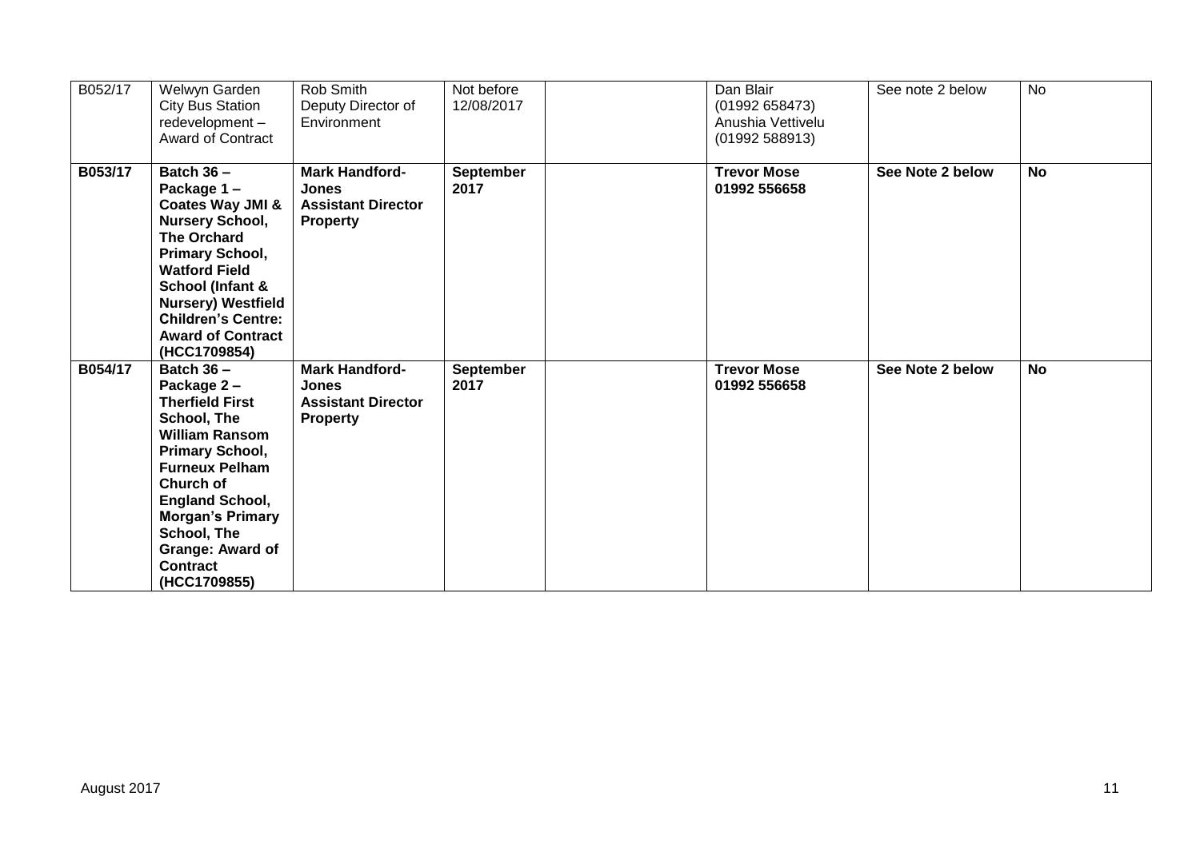| B052/17 | Welwyn Garden City Bus Station redevelopment – Award of Contract | Rob Smith Deputy Director of Environment | Not before 12/08/2017 | | Dan Blair (01992 658473) Anushia Vettivelu (01992 588913) | See note 2 below | No |
|---|---|---|---|---|---|---|---|
| **B053/17** | **Batch 36 – Package 1 – Coates Way JMI & Nursery School, The Orchard Primary School, Watford Field School (Infant & Nursery) Westfield Children's Centre: Award of Contract (HCC1709854)** | **Mark Handford-Jones Assistant Director Property** | **September 2017** | | **Trevor Mose 01992 556658** | **See Note 2 below** | **No** |
| **B054/17** | **Batch 36 – Package 2 – Therfield First School, The William Ransom Primary School, Furneux Pelham Church of England School, Morgan's Primary School, The Grange: Award of Contract (HCC1709855)** | **Mark Handford-Jones Assistant Director Property** | **September 2017** | | **Trevor Mose 01992 556658** | **See Note 2 below** | **No** |

August 2017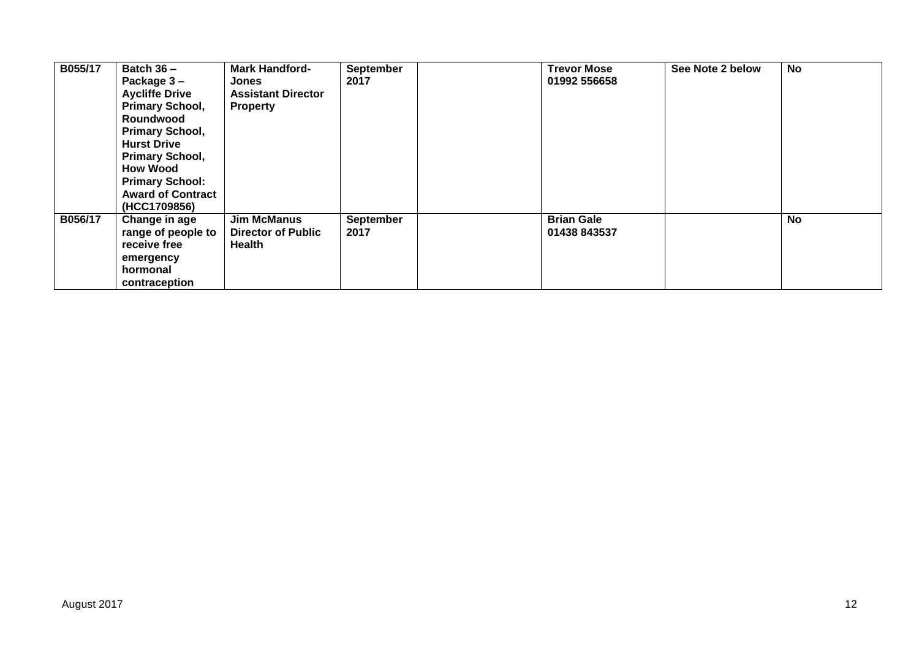| B055/17 | Batch 36 – Package 3 – Aycliffe Drive Primary School, Roundwood Primary School, Hurst Drive Primary School, How Wood Primary School: Award of Contract (HCC1709856) | Mark Handford-Jones Assistant Director Property | September 2017 | | Trevor Mose 01992 556658 | See Note 2 below | No |
|---|---|---|---|---|---|---|---|
| B056/17 | Change in age range of people to receive free emergency hormonal contraception | Jim McManus Director of Public Health | September 2017 | | Brian Gale 01438 843537 | | No |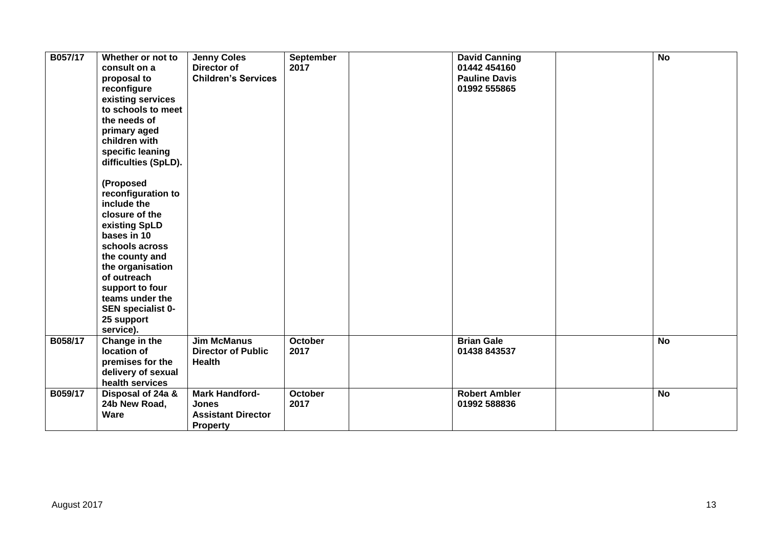| | | | | | | | |
|---|---|---|---|---|---|---|---|
| **B057/17** | **Whether or not to consult on a proposal to reconfigure existing services to schools to meet the needs of primary aged children with specific leaning difficulties (SpLD).**<br><br>**(Proposed reconfiguration to include the closure of the existing SpLD bases in 10 schools across the county and the organisation of outreach support to four teams under the SEN specialist 0-25 support service).** | **Jenny Coles Director of Children's Services** | **September 2017** | | **David Canning 01442 454160 Pauline Davis 01992 555865** | | **No** |
| **B058/17** | **Change in the location of premises for the delivery of sexual health services** | **Jim McManus Director of Public Health** | **October 2017** | | **Brian Gale 01438 843537** | | **No** |
| **B059/17** | **Disposal of 24a & 24b New Road, Ware** | **Mark Handford-Jones Assistant Director Property** | **October 2017** | | **Robert Ambler 01992 588836** | | **No** |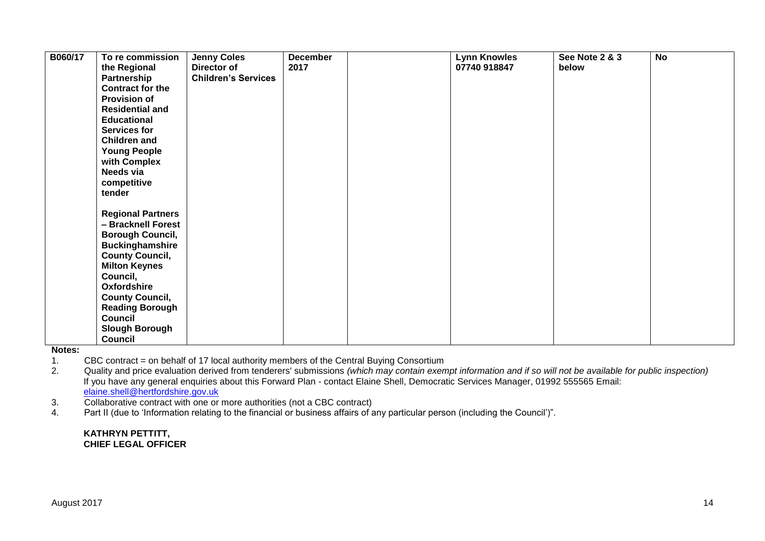| B060/17 | To re commission the Regional Partnership Contract for the Provision of Residential and Educational Services for Children and Young People with Complex Needs via competitive tender<br><br>Regional Partners – Bracknell Forest Borough Council, Buckinghamshire County Council, Milton Keynes Council, Oxfordshire County Council, Reading Borough Council Slough Borough Council | Jenny Coles Director of Children's Services | December 2017 | | Lynn Knowles 07740 918847 | See Note 2 & 3 below | No |
|---|---|---|---|---|---|---|---|

**Notes:**

1. CBC contract = on behalf of 17 local authority members of the Central Buying Consortium
2. Quality and price evaluation derived from tenderers' submissions *(which may contain exempt information and if so will not be available for public inspection)*
   If you have any general enquiries about this Forward Plan - contact Elaine Shell, Democratic Services Manager, 01992 555565 Email: elaine.shell@hertfordshire.gov.uk
3. Collaborative contract with one or more authorities (not a CBC contract)
4. Part II (due to 'Information relating to the financial or business affairs of any particular person (including the Council')".

**KATHRYN PETTITT,**
**CHIEF LEGAL OFFICER**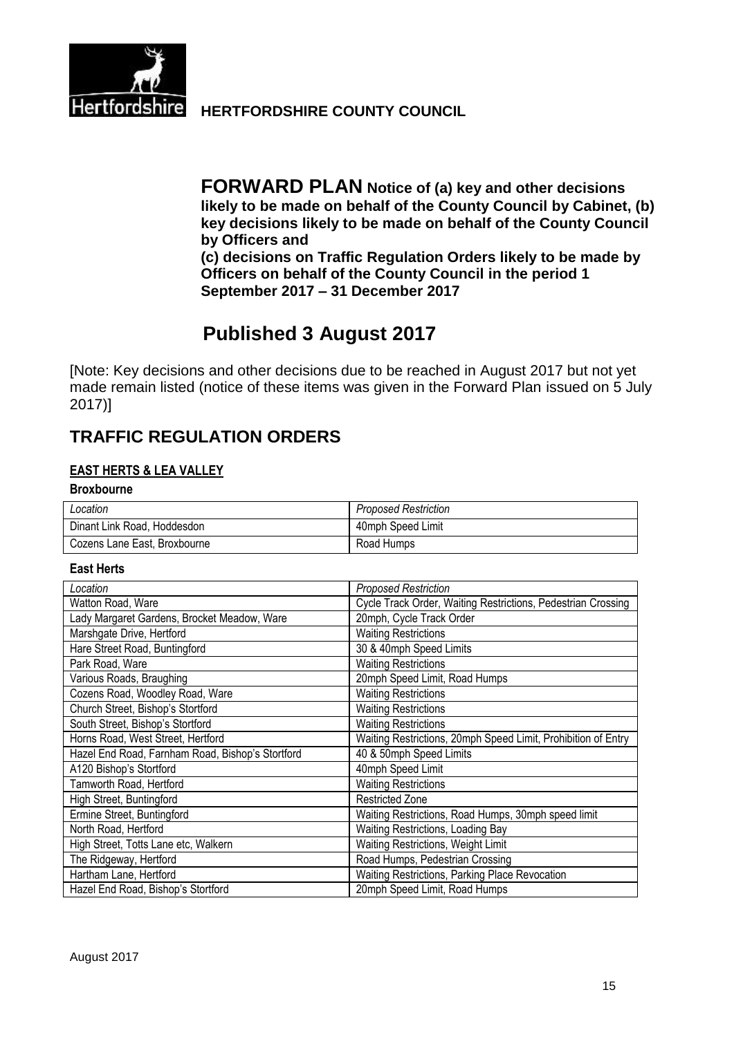**HERTFORDSHIRE COUNTY COUNCIL**

**FORWARD PLAN Notice of (a) key and other decisions likely to be made on behalf of the County Council by Cabinet, (b) key decisions likely to be made on behalf of the County Council by Officers and**
**(c) decisions on Traffic Regulation Orders likely to be made by Officers on behalf of the County Council in the period 1 September 2017 – 31 December 2017**

## Published 3 August 2017

[Note: Key decisions and other decisions due to be reached in August 2017 but not yet made remain listed (notice of these items was given in the Forward Plan issued on 5 July 2017)]

## TRAFFIC REGULATION ORDERS

### EAST HERTS & LEA VALLEY

**Broxbourne**

| *Location* | *Proposed Restriction* |
|---|---|
| Dinant Link Road, Hoddesdon | 40mph Speed Limit |
| Cozens Lane East, Broxbourne | Road Humps |

**East Herts**

| *Location* | *Proposed Restriction* |
|---|---|
| Watton Road, Ware | Cycle Track Order, Waiting Restrictions, Pedestrian Crossing |
| Lady Margaret Gardens, Brocket Meadow, Ware | 20mph, Cycle Track Order |
| Marshgate Drive, Hertford | Waiting Restrictions |
| Hare Street Road, Buntingford | 30 & 40mph Speed Limits |
| Park Road, Ware | Waiting Restrictions |
| Various Roads, Braughing | 20mph Speed Limit, Road Humps |
| Cozens Road, Woodley Road, Ware | Waiting Restrictions |
| Church Street, Bishop's Stortford | Waiting Restrictions |
| South Street, Bishop's Stortford | Waiting Restrictions |
| Horns Road, West Street, Hertford | Waiting Restrictions, 20mph Speed Limit, Prohibition of Entry |
| Hazel End Road, Farnham Road, Bishop's Stortford | 40 & 50mph Speed Limits |
| A120 Bishop's Stortford | 40mph Speed Limit |
| Tamworth Road, Hertford | Waiting Restrictions |
| High Street, Buntingford | Restricted Zone |
| Ermine Street, Buntingford | Waiting Restrictions, Road Humps, 30mph speed limit |
| North Road, Hertford | Waiting Restrictions, Loading Bay |
| High Street, Totts Lane etc, Walkern | Waiting Restrictions, Weight Limit |
| The Ridgeway, Hertford | Road Humps, Pedestrian Crossing |
| Hartham Lane, Hertford | Waiting Restrictions, Parking Place Revocation |
| Hazel End Road, Bishop's Stortford | 20mph Speed Limit, Road Humps |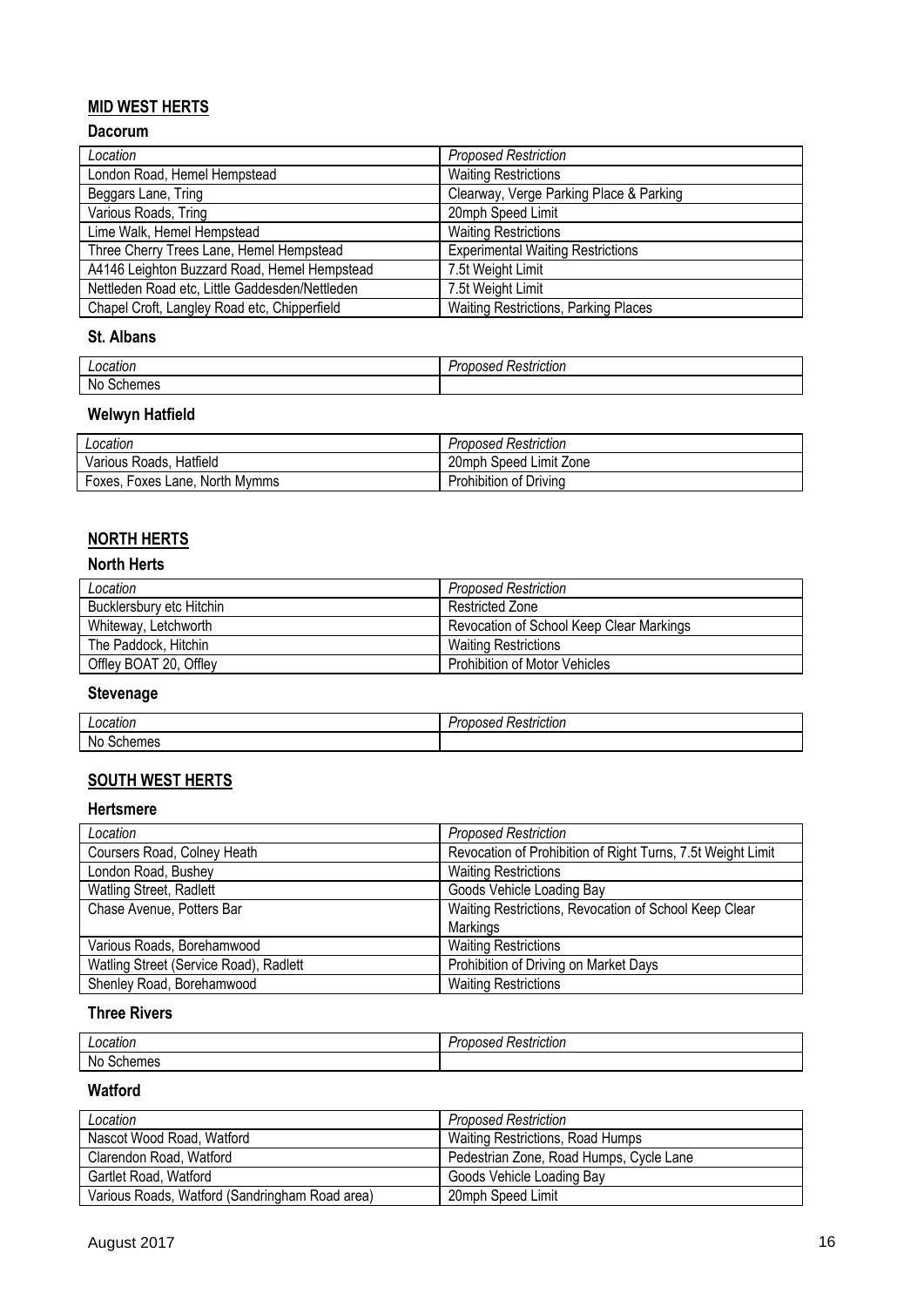## MID WEST HERTS

### Dacorum

| *Location* | *Proposed Restriction* |
| --- | --- |
| London Road, Hemel Hempstead | Waiting Restrictions |
| Beggars Lane, Tring | Clearway, Verge Parking Place & Parking |
| Various Roads, Tring | 20mph Speed Limit |
| Lime Walk, Hemel Hempstead | Waiting Restrictions |
| Three Cherry Trees Lane, Hemel Hempstead | Experimental Waiting Restrictions |
| A4146 Leighton Buzzard Road, Hemel Hempstead | 7.5t Weight Limit |
| Nettleden Road etc, Little Gaddesden/Nettleden | 7.5t Weight Limit |
| Chapel Croft, Langley Road etc, Chipperfield | Waiting Restrictions, Parking Places |

### St. Albans

| *Location* | *Proposed Restriction* |
| --- | --- |
| No Schemes | |

### Welwyn Hatfield

| *Location* | *Proposed Restriction* |
| --- | --- |
| Various Roads, Hatfield | 20mph Speed Limit Zone |
| Foxes, Foxes Lane, North Mymms | Prohibition of Driving |

## NORTH HERTS

### North Herts

| *Location* | *Proposed Restriction* |
| --- | --- |
| Bucklersbury etc Hitchin | Restricted Zone |
| Whiteway, Letchworth | Revocation of School Keep Clear Markings |
| The Paddock, Hitchin | Waiting Restrictions |
| Offley BOAT 20, Offley | Prohibition of Motor Vehicles |

### Stevenage

| *Location* | *Proposed Restriction* |
| --- | --- |
| No Schemes | |

## SOUTH WEST HERTS

### Hertsmere

| *Location* | *Proposed Restriction* |
| --- | --- |
| Coursers Road, Colney Heath | Revocation of Prohibition of Right Turns, 7.5t Weight Limit |
| London Road, Bushey | Waiting Restrictions |
| Watling Street, Radlett | Goods Vehicle Loading Bay |
| Chase Avenue, Potters Bar | Waiting Restrictions, Revocation of School Keep Clear Markings |
| Various Roads, Borehamwood | Waiting Restrictions |
| Watling Street (Service Road), Radlett | Prohibition of Driving on Market Days |
| Shenley Road, Borehamwood | Waiting Restrictions |

### Three Rivers

| *Location* | *Proposed Restriction* |
| --- | --- |
| No Schemes | |

### Watford

| *Location* | *Proposed Restriction* |
| --- | --- |
| Nascot Wood Road, Watford | Waiting Restrictions, Road Humps |
| Clarendon Road, Watford | Pedestrian Zone, Road Humps, Cycle Lane |
| Gartlet Road, Watford | Goods Vehicle Loading Bay |
| Various Roads, Watford (Sandringham Road area) | 20mph Speed Limit |

August 2017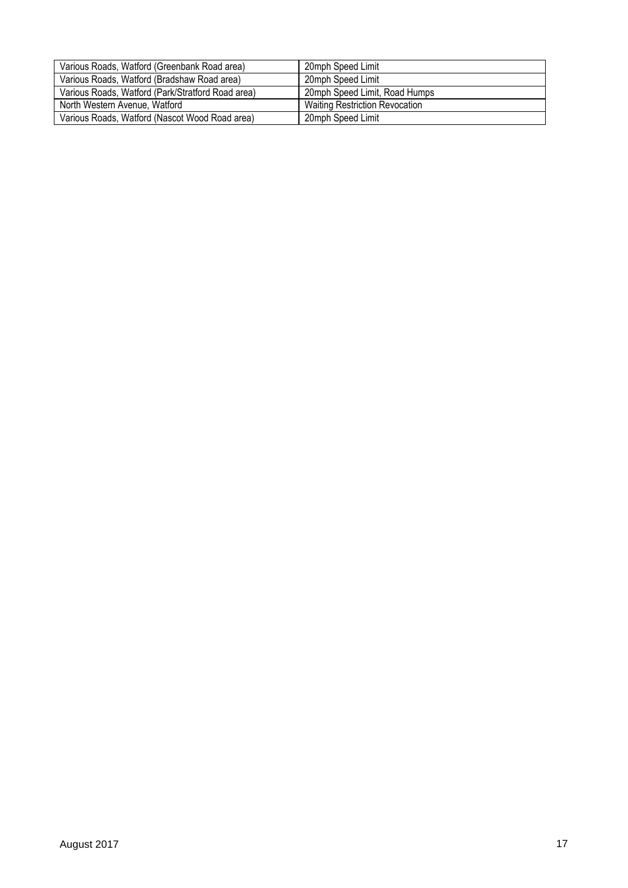| | |
|---|---|
| Various Roads, Watford (Greenbank Road area) | 20mph Speed Limit |
| Various Roads, Watford (Bradshaw Road area) | 20mph Speed Limit |
| Various Roads, Watford (Park/Stratford Road area) | 20mph Speed Limit, Road Humps |
| North Western Avenue, Watford | Waiting Restriction Revocation |
| Various Roads, Watford (Nascot Wood Road area) | 20mph Speed Limit |

August 2017